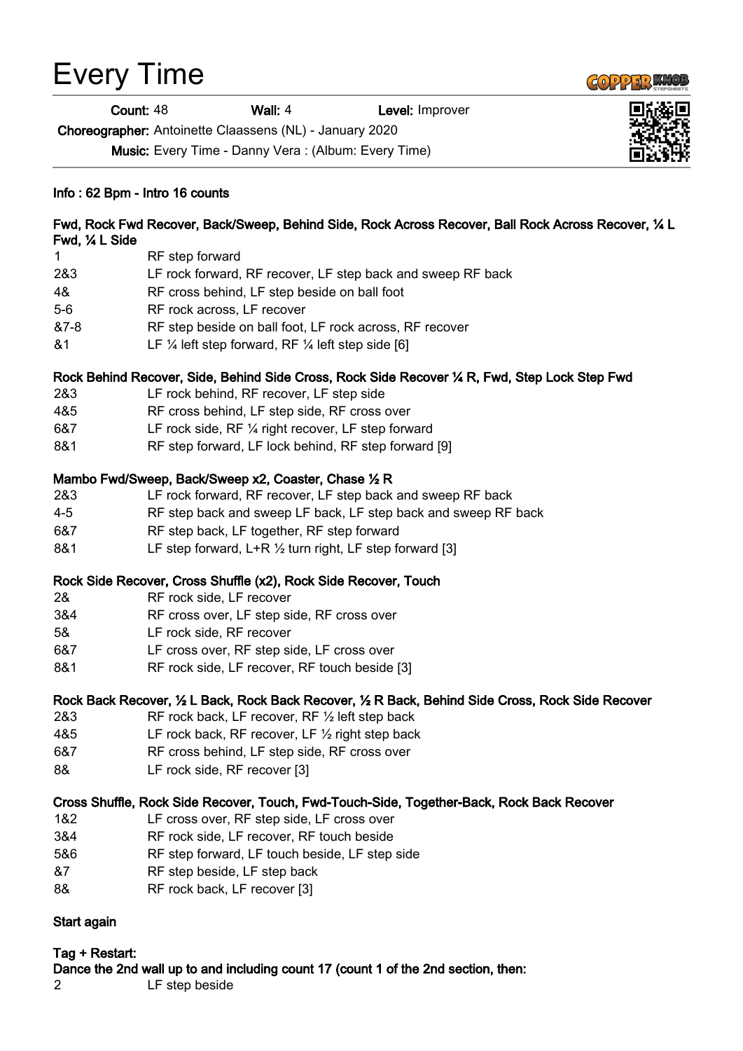# Every Time

**Count:** 48 **Wall:** 4 **Level:** Improver

**Choreographer:** Antoinette Claassens (NL) - January 2020

**Music:** Every Time - Danny Vera : (Album: Every Time)

**Info : 62 Bpm - Intro 16 counts**

**Fwd, Rock Fwd Recover, Back/Sweep, Behind Side, Rock Across Recover, Ball Rock Across Recover, ¼ L Fwd, ¼ L Side**

| | |
|---|---|
| 1 | RF step forward |
| 2&3 | LF rock forward, RF recover, LF step back and sweep RF back |
| 4& | RF cross behind, LF step beside on ball foot |
| 5-6 | RF rock across, LF recover |
| &7-8 | RF step beside on ball foot, LF rock across, RF recover |
| &1 | LF ¼ left step forward, RF ¼ left step side [6] |

**Rock Behind Recover, Side, Behind Side Cross, Rock Side Recover ¼ R, Fwd, Step Lock Step Fwd**

| | |
|---|---|
| 2&3 | LF rock behind, RF recover, LF step side |
| 4&5 | RF cross behind, LF step side, RF cross over |
| 6&7 | LF rock side, RF ¼ right recover, LF step forward |
| 8&1 | RF step forward, LF lock behind, RF step forward [9] |

**Mambo Fwd/Sweep, Back/Sweep x2, Coaster, Chase ½ R**

| | |
|---|---|
| 2&3 | LF rock forward, RF recover, LF step back and sweep RF back |
| 4-5 | RF step back and sweep LF back, LF step back and sweep RF back |
| 6&7 | RF step back, LF together, RF step forward |
| 8&1 | LF step forward, L+R ½ turn right, LF step forward [3] |

**Rock Side Recover, Cross Shuffle (x2), Rock Side Recover, Touch**

| | |
|---|---|
| 2& | RF rock side, LF recover |
| 3&4 | RF cross over, LF step side, RF cross over |
| 5& | LF rock side, RF recover |
| 6&7 | LF cross over, RF step side, LF cross over |
| 8&1 | RF rock side, LF recover, RF touch beside [3] |

**Rock Back Recover, ½ L Back, Rock Back Recover, ½ R Back, Behind Side Cross, Rock Side Recover**

| | |
|---|---|
| 2&3 | RF rock back, LF recover, RF ½ left step back |
| 4&5 | LF rock back, RF recover, LF ½ right step back |
| 6&7 | RF cross behind, LF step side, RF cross over |
| 8& | LF rock side, RF recover [3] |

**Cross Shuffle, Rock Side Recover, Touch, Fwd-Touch-Side, Together-Back, Rock Back Recover**

| | |
|---|---|
| 1&2 | LF cross over, RF step side, LF cross over |
| 3&4 | RF rock side, LF recover, RF touch beside |
| 5&6 | RF step forward, LF touch beside, LF step side |
| &7 | RF step beside, LF step back |
| 8& | RF rock back, LF recover [3] |

**Start again**

**Tag + Restart:**

**Dance the 2nd wall up to and including count 17 (count 1 of the 2nd section, then:**

| | |
|---|---|
| 2 | LF step beside |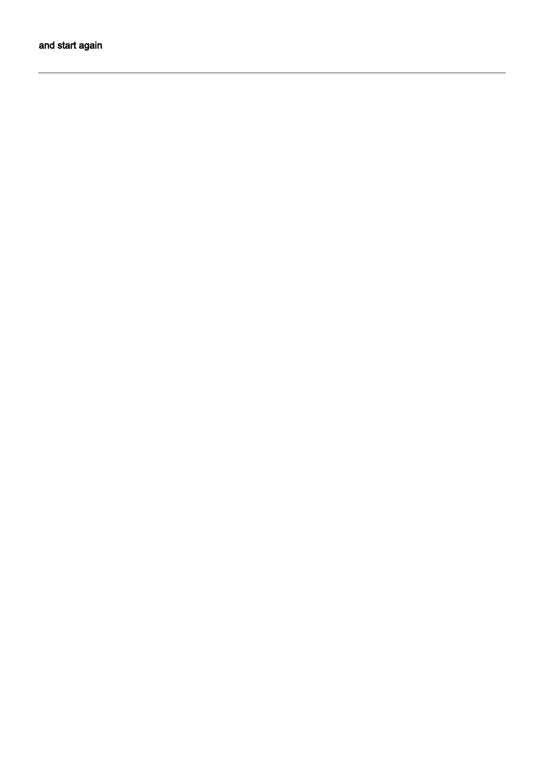**and start again**

---